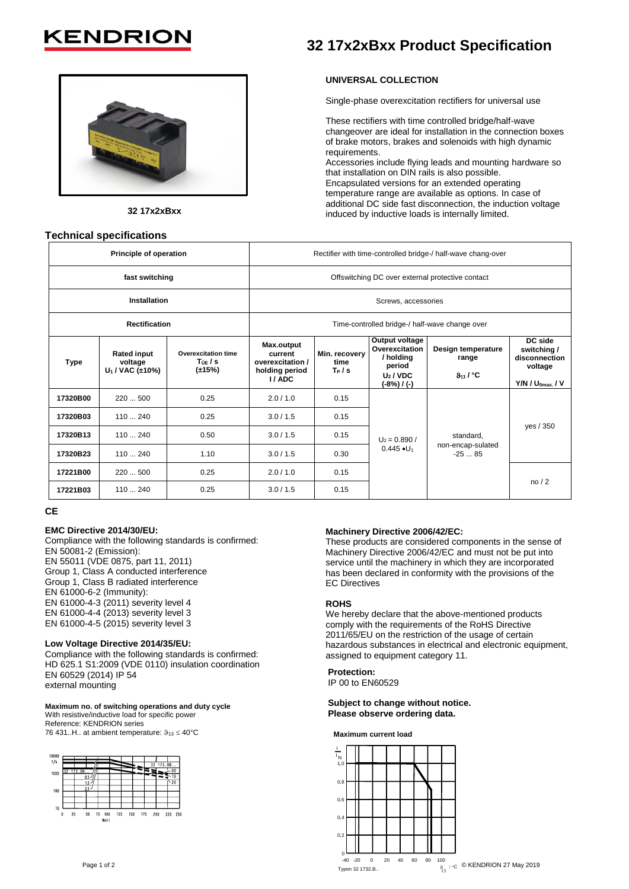# KENDRION

# 32 17x2xBxx Product Specification

32 17x2xBxx

**UNIVERSAL COLLECTION**

Single-phase overexcitation rectifiers for universal use

These rectifiers with time controlled bridge/half-wave changeover are ideal for installation in the connection boxes of brake motors, brakes and solenoids with high dynamic requirements.
Accessories include flying leads and mounting hardware so that installation on DIN rails is also possible.
Encapsulated versions for an extended operating temperature range are available as options. In case of additional DC side fast disconnection, the induction voltage induced by inductive loads is internally limited.

## Technical specifications

| Principle of operation | | | Rectifier with time-controlled bridge-/ half-wave chang-over | | | | |
|---|---|---|---|---|---|---|---|
| **fast switching** | | | Offswitching DC over external protective contact | | | | |
| **Installation** | | | Screws, accessories | | | | |
| **Rectification** | | | Time-controlled bridge-/ half-wave change over | | | | |
| **Type** | **Rated input voltage $U_1$ / VAC (±10%)** | **Overexcitation time $T_{ÜE}$ / s (±15%)** | **Max.output current overexcitation / holding period I / ADC** | **Min. recovery time $T_P$ / s** | **Output voltage Overexcitation / holding period $U_2$ / VDC (-8%) / (-)** | **Design temperature range $\vartheta_{13}$ / °C** | **DC side switching / disconnection voltage Y/N / $U_{0max.}$ / V** |
| **17320B00** | 220 ... 500 | 0.25 | 2.0 / 1.0 | 0.15 | $U_2$ = 0.890 / 0.445 •$U_1$ | standard, non-encap-sulated -25 ... 85 | yes / 350 |
| **17320B03** | 110 ... 240 | 0.25 | 3.0 / 1.5 | 0.15 | | | |
| **17320B13** | 110 ... 240 | 0.50 | 3.0 / 1.5 | 0.15 | | | |
| **17320B23** | 110 ... 240 | 1.10 | 3.0 / 1.5 | 0.30 | | | |
| **17221B00** | 220 ... 500 | 0.25 | 2.0 / 1.0 | 0.15 | | | no / 2 |
| **17221B03** | 110 ... 240 | 0.25 | 3.0 / 1.5 | 0.15 | | | |

**CE**

**EMC Directive 2014/30/EU:**
Compliance with the following standards is confirmed:
EN 50081-2 (Emission):
EN 55011 (VDE 0875, part 11, 2011)
Group 1, Class A conducted interference
Group 1, Class B radiated interference
EN 61000-6-2 (Immunity):
EN 61000-4-3 (2011) severity level 4
EN 61000-4-4 (2013) severity level 3
EN 61000-4-5 (2015) severity level 3

**Low Voltage Directive 2014/35/EU:**
Compliance with the following standards is confirmed:
HD 625.1 S1:2009 (VDE 0110) insulation coordination
EN 60529 (2014) IP 54
external mounting

**Maximum no. of switching operations and duty cycle**
With resistive/inductive load for specific power
Reference: KENDRION series
76 431..H.. at ambient temperature: $\vartheta_{13} \leq 40°C$

**Machinery Directive 2006/42/EC:**
These products are considered components in the sense of Machinery Directive 2006/42/EC and must not be put into service until the machinery in which they are incorporated has been declared in conformity with the provisions of the EC Directives

**ROHS**
We hereby declare that the above-mentioned products comply with the requirements of the RoHS Directive 2011/65/EU on the restriction of the usage of certain hazardous substances in electrical and electronic equipment, assigned to equipment category 11.

**Protection:**
IP 00 to EN60529

**Subject to change without notice.**
**Please observe ordering data.**

**Maximum current load**

Typen 32 1732.B..

© KENDRION 27 May 2019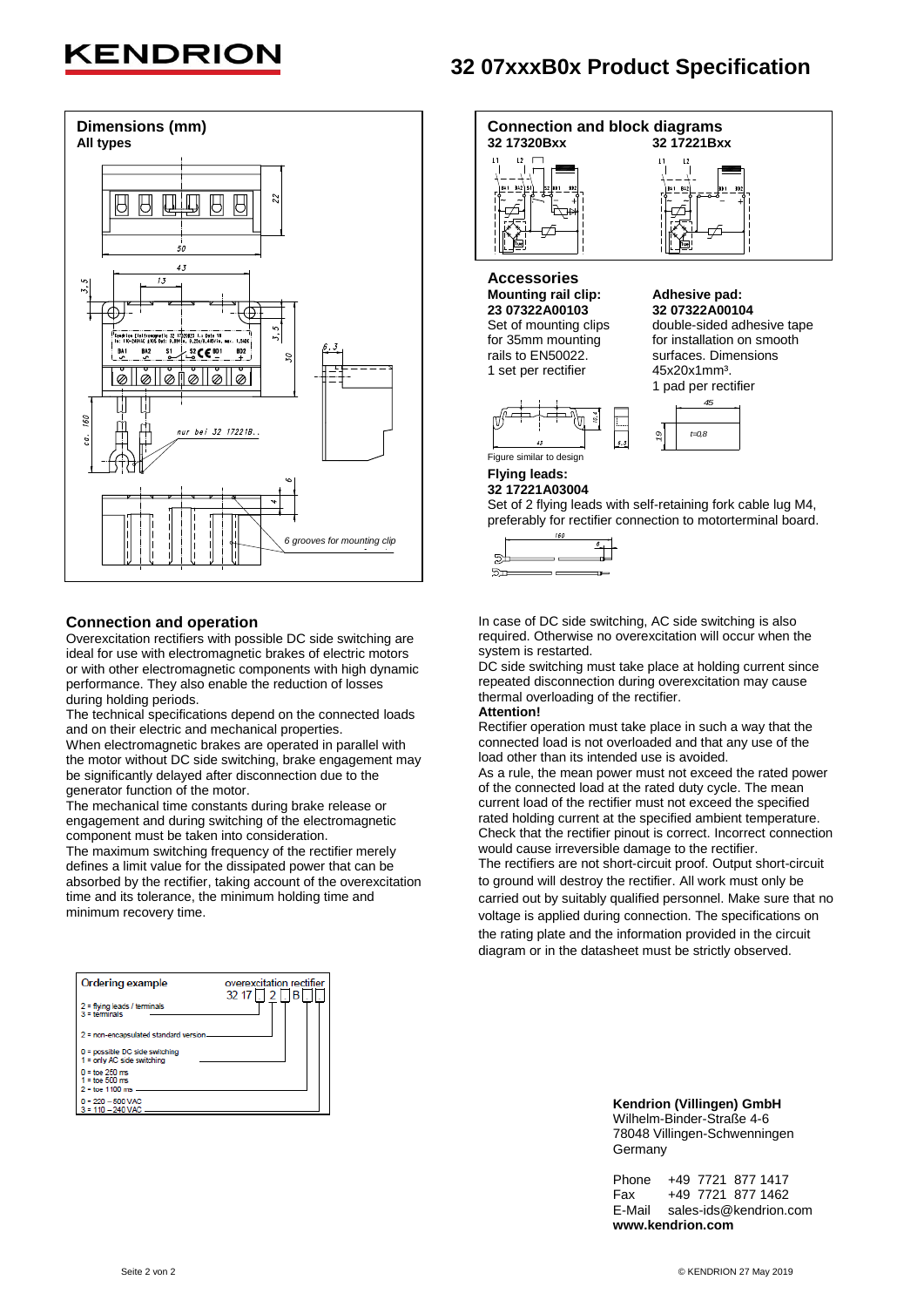# 32 07xxxB0x Product Specification

## Dimensions (mm)

**All types**

22
50
43
13
3,5
3,5
30
6,3
ca. 160
nur bei 32 17221B..
6
4
6 grooves for mounting clip

## Connection and block diagrams

**32 17320Bxx** **32 17221Bxx**

## Accessories

**Mounting rail clip:**
**23 07322A00103**
Set of mounting clips for 35mm mounting rails to EN50022.
1 set per rectifier

**Adhesive pad:**
**32 07322A00104**
double-sided adhesive tape for installation on smooth surfaces. Dimensions 45x20x1mm³.
1 pad per rectifier

Figure similar to design

**Flying leads:**
**32 17221A03004**
Set of 2 flying leads with self-retaining fork cable lug M4, preferably for rectifier connection to motorterminal board.

## Connection and operation

Overexcitation rectifiers with possible DC side switching are ideal for use with electromagnetic brakes of electric motors or with other electromagnetic components with high dynamic performance. They also enable the reduction of losses during holding periods.

The technical specifications depend on the connected loads and on their electric and mechanical properties.

When electromagnetic brakes are operated in parallel with the motor without DC side switching, brake engagement may be significantly delayed after disconnection due to the generator function of the motor.

The mechanical time constants during brake release or engagement and during switching of the electromagnetic component must be taken into consideration.

The maximum switching frequency of the rectifier merely defines a limit value for the dissipated power that can be absorbed by the rectifier, taking account of the overexcitation time and its tolerance, the minimum holding time and minimum recovery time.

In case of DC side switching, AC side switching is also required. Otherwise no overexcitation will occur when the system is restarted.

DC side switching must take place at holding current since repeated disconnection during overexcitation may cause thermal overloading of the rectifier.

**Attention!**

Rectifier operation must take place in such a way that the connected load is not overloaded and that any use of the load other than its intended use is avoided.

As a rule, the mean power must not exceed the rated power of the connected load at the rated duty cycle. The mean current load of the rectifier must not exceed the specified rated holding current at the specified ambient temperature. Check that the rectifier pinout is correct. Incorrect connection would cause irreversible damage to the rectifier.

The rectifiers are not short-circuit proof. Output short-circuit to ground will destroy the rectifier. All work must only be carried out by suitably qualified personnel. Make sure that no voltage is applied during connection. The specifications on the rating plate and the information provided in the circuit diagram or in the datasheet must be strictly observed.

**Ordering example** — overexcitation rectifier 32 17 ☐ 2 ☐ B ☐ ☐

- 2 = flying leads / terminals
- 3 = terminals
- 2 = non-encapsulated standard version
- 0 = possible DC side switching
- 1 = only AC side switching
- 0 = toe 250 ms
- 1 = toe 500 ms
- 2 = toe 1100 ms
- 0 = 220 – 500 VAC
- 3 = 110 – 240 VAC

**Kendrion (Villingen) GmbH**
Wilhelm-Binder-Straße 4-6
78048 Villingen-Schwenningen
Germany

Phone +49 7721 877 1417
Fax +49 7721 877 1462
E-Mail sales-ids@kendrion.com
**www.kendrion.com**

© KENDRION 27 May 2019